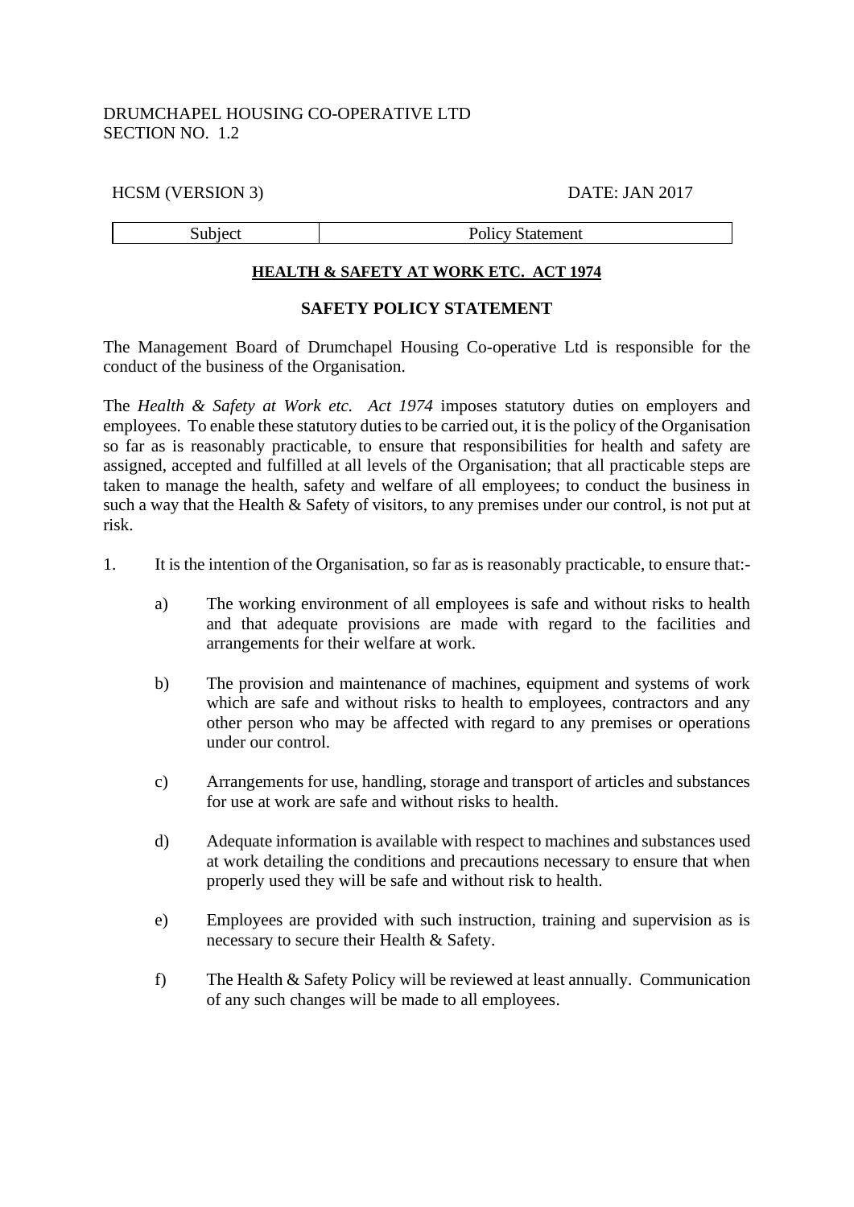DRUMCHAPEL HOUSING CO-OPERATIVE LTD
SECTION NO. 1.2

HCSM (VERSION 3) DATE: JAN 2017

| Subject | Policy Statement |
|---|---|

**HEALTH & SAFETY AT WORK ETC. ACT 1974**

**SAFETY POLICY STATEMENT**

The Management Board of Drumchapel Housing Co-operative Ltd is responsible for the conduct of the business of the Organisation.

The *Health & Safety at Work etc. Act 1974* imposes statutory duties on employers and employees. To enable these statutory duties to be carried out, it is the policy of the Organisation so far as is reasonably practicable, to ensure that responsibilities for health and safety are assigned, accepted and fulfilled at all levels of the Organisation; that all practicable steps are taken to manage the health, safety and welfare of all employees; to conduct the business in such a way that the Health & Safety of visitors, to any premises under our control, is not put at risk.

1. It is the intention of the Organisation, so far as is reasonably practicable, to ensure that:-

   a) The working environment of all employees is safe and without risks to health and that adequate provisions are made with regard to the facilities and arrangements for their welfare at work.

   b) The provision and maintenance of machines, equipment and systems of work which are safe and without risks to health to employees, contractors and any other person who may be affected with regard to any premises or operations under our control.

   c) Arrangements for use, handling, storage and transport of articles and substances for use at work are safe and without risks to health.

   d) Adequate information is available with respect to machines and substances used at work detailing the conditions and precautions necessary to ensure that when properly used they will be safe and without risk to health.

   e) Employees are provided with such instruction, training and supervision as is necessary to secure their Health & Safety.

   f) The Health & Safety Policy will be reviewed at least annually. Communication of any such changes will be made to all employees.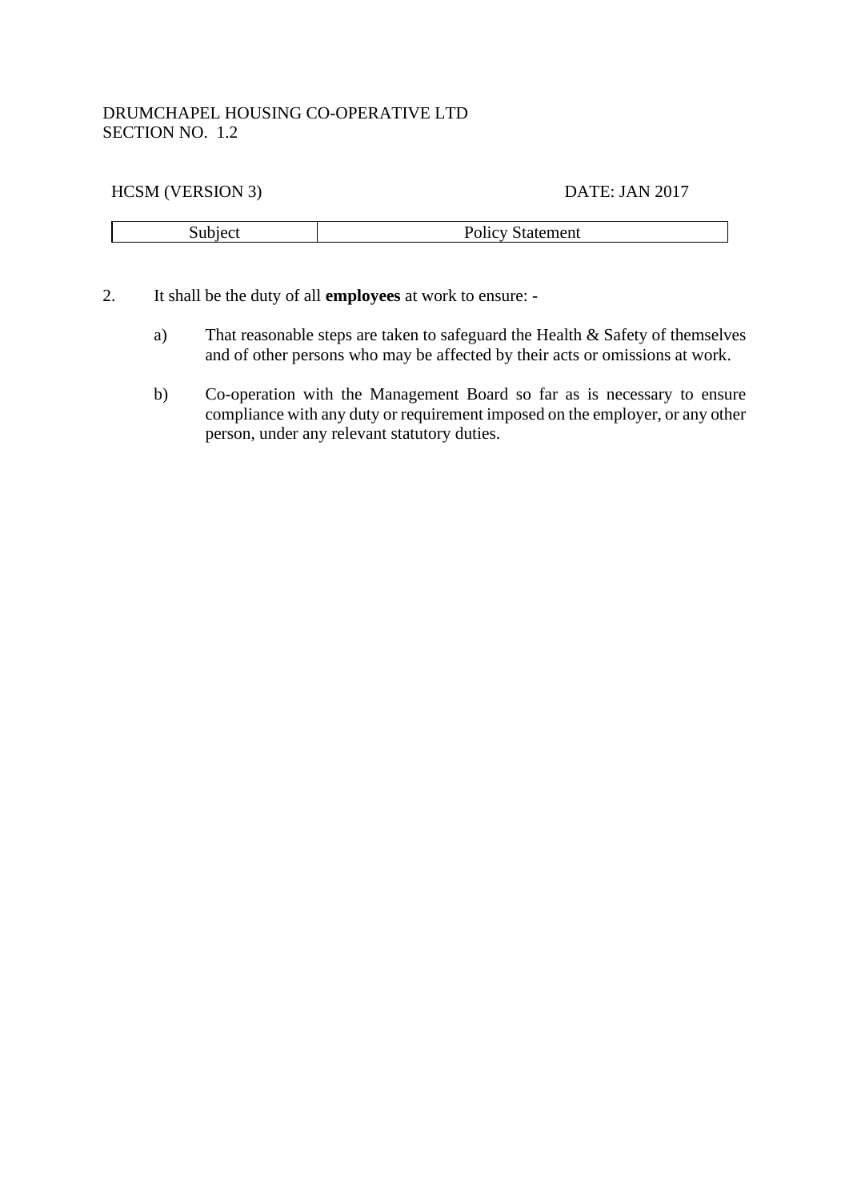2. It shall be the duty of all **employees** at work to ensure: -

   a) That reasonable steps are taken to safeguard the Health & Safety of themselves and of other persons who may be affected by their acts or omissions at work.

   b) Co-operation with the Management Board so far as is necessary to ensure compliance with any duty or requirement imposed on the employer, or any other person, under any relevant statutory duties.